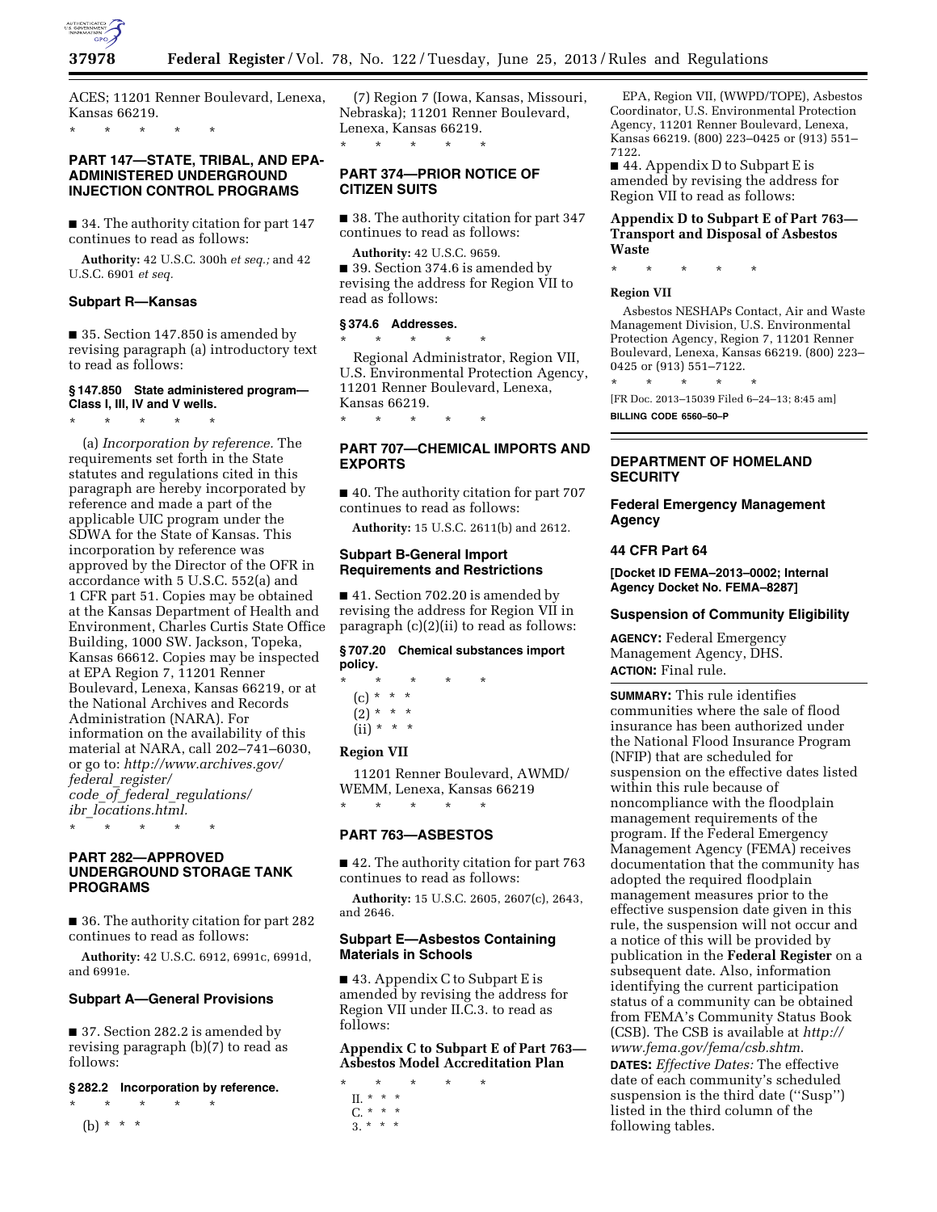ACES; 11201 Renner Boulevard, Lenexa, Kansas 66219.

\* \* \* \* \*

## PART 147—STATE, TRIBAL, AND EPA-ADMINISTERED UNDERGROUND INJECTION CONTROL PROGRAMS

■ 34. The authority citation for part 147 continues to read as follows:

**Authority:** 42 U.S.C. 300h *et seq.;* and 42 U.S.C. 6901 *et seq.*

### Subpart R—Kansas

■ 35. Section 147.850 is amended by revising paragraph (a) introductory text to read as follows:

#### § 147.850 State administered program—Class I, III, IV and V wells.

\* \* \* \* \*

(a) *Incorporation by reference.* The requirements set forth in the State statutes and regulations cited in this paragraph are hereby incorporated by reference and made a part of the applicable UIC program under the SDWA for the State of Kansas. This incorporation by reference was approved by the Director of the OFR in accordance with 5 U.S.C. 552(a) and 1 CFR part 51. Copies may be obtained at the Kansas Department of Health and Environment, Charles Curtis State Office Building, 1000 SW. Jackson, Topeka, Kansas 66612. Copies may be inspected at EPA Region 7, 11201 Renner Boulevard, Lenexa, Kansas 66219, or at the National Archives and Records Administration (NARA). For information on the availability of this material at NARA, call 202–741–6030, or go to: *http://www.archives.gov/federal_register/code_of_federal_regulations/ibr_locations.html.*

\* \* \* \* \*

## PART 282—APPROVED UNDERGROUND STORAGE TANK PROGRAMS

■ 36. The authority citation for part 282 continues to read as follows:

**Authority:** 42 U.S.C. 6912, 6991c, 6991d, and 6991e.

### Subpart A—General Provisions

■ 37. Section 282.2 is amended by revising paragraph (b)(7) to read as follows:

#### § 282.2 Incorporation by reference.

\* \* \* \* \*

(b) \* \* \*

(7) Region 7 (Iowa, Kansas, Missouri, Nebraska); 11201 Renner Boulevard, Lenexa, Kansas 66219.

\* \* \* \* \*

## PART 374—PRIOR NOTICE OF CITIZEN SUITS

■ 38. The authority citation for part 347 continues to read as follows:

**Authority:** 42 U.S.C. 9659.

■ 39. Section 374.6 is amended by revising the address for Region VII to read as follows:

#### § 374.6 Addresses.

\* \* \* \* \*

Regional Administrator, Region VII, U.S. Environmental Protection Agency, 11201 Renner Boulevard, Lenexa, Kansas 66219.

\* \* \* \* \*

## PART 707—CHEMICAL IMPORTS AND EXPORTS

■ 40. The authority citation for part 707 continues to read as follows:

**Authority:** 15 U.S.C. 2611(b) and 2612.

### Subpart B-General Import Requirements and Restrictions

■ 41. Section 702.20 is amended by revising the address for Region VII in paragraph (c)(2)(ii) to read as follows:

#### § 707.20 Chemical substances import policy.

\* \* \* \* \*

(c) \* \* \*

(2) \* \* \*

(ii) \* \* \*

**Region VII**

11201 Renner Boulevard, AWMD/WEMM, Lenexa, Kansas 66219

\* \* \* \* \*

## PART 763—ASBESTOS

■ 42. The authority citation for part 763 continues to read as follows:

**Authority:** 15 U.S.C. 2605, 2607(c), 2643, and 2646.

### Subpart E—Asbestos Containing Materials in Schools

■ 43. Appendix C to Subpart E is amended by revising the address for Region VII under II.C.3. to read as follows:

#### Appendix C to Subpart E of Part 763—Asbestos Model Accreditation Plan

\* \* \* \* \*

II. \* \* \*

C. \* \* \*

3. \* \* \*

EPA, Region VII, (WWPD/TOPE), Asbestos Coordinator, U.S. Environmental Protection Agency, 11201 Renner Boulevard, Lenexa, Kansas 66219. (800) 223–0425 or (913) 551–7122.

■ 44. Appendix D to Subpart E is amended by revising the address for Region VII to read as follows:

#### Appendix D to Subpart E of Part 763—Transport and Disposal of Asbestos Waste

\* \* \* \* \*

**Region VII**

Asbestos NESHAPs Contact, Air and Waste Management Division, U.S. Environmental Protection Agency, Region 7, 11201 Renner Boulevard, Lenexa, Kansas 66219. (800) 223–0425 or (913) 551–7122.

\* \* \* \* \*

[FR Doc. 2013–15039 Filed 6–24–13; 8:45 am]

**BILLING CODE 6560–50–P**

## DEPARTMENT OF HOMELAND SECURITY

### Federal Emergency Management Agency

### 44 CFR Part 64

**[Docket ID FEMA–2013–0002; Internal Agency Docket No. FEMA–8287]**

### Suspension of Community Eligibility

**AGENCY:** Federal Emergency Management Agency, DHS.

**ACTION:** Final rule.

**SUMMARY:** This rule identifies communities where the sale of flood insurance has been authorized under the National Flood Insurance Program (NFIP) that are scheduled for suspension on the effective dates listed within this rule because of noncompliance with the floodplain management requirements of the program. If the Federal Emergency Management Agency (FEMA) receives documentation that the community has adopted the required floodplain management measures prior to the effective suspension date given in this rule, the suspension will not occur and a notice of this will be provided by publication in the **Federal Register** on a subsequent date. Also, information identifying the current participation status of a community can be obtained from FEMA's Community Status Book (CSB). The CSB is available at *http://www.fema.gov/fema/csb.shtm.*

**DATES:** *Effective Dates:* The effective date of each community's scheduled suspension is the third date (''Susp'') listed in the third column of the following tables.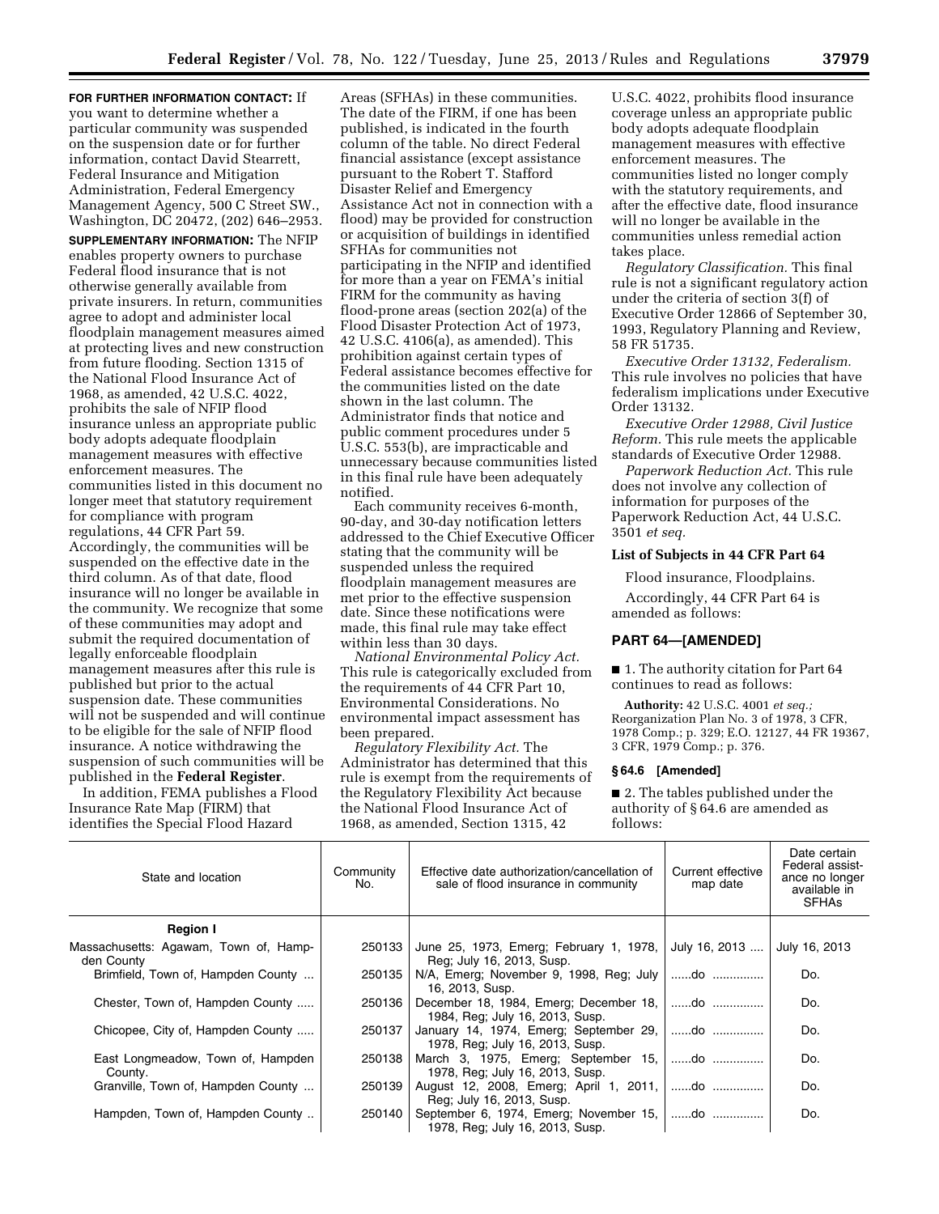**FOR FURTHER INFORMATION CONTACT:** If you want to determine whether a particular community was suspended on the suspension date or for further information, contact David Stearrett, Federal Insurance and Mitigation Administration, Federal Emergency Management Agency, 500 C Street SW., Washington, DC 20472, (202) 646–2953.

**SUPPLEMENTARY INFORMATION:** The NFIP enables property owners to purchase Federal flood insurance that is not otherwise generally available from private insurers. In return, communities agree to adopt and administer local floodplain management measures aimed at protecting lives and new construction from future flooding. Section 1315 of the National Flood Insurance Act of 1968, as amended, 42 U.S.C. 4022, prohibits the sale of NFIP flood insurance unless an appropriate public body adopts adequate floodplain management measures with effective enforcement measures. The communities listed in this document no longer meet that statutory requirement for compliance with program regulations, 44 CFR Part 59. Accordingly, the communities will be suspended on the effective date in the third column. As of that date, flood insurance will no longer be available in the community. We recognize that some of these communities may adopt and submit the required documentation of legally enforceable floodplain management measures after this rule is published but prior to the actual suspension date. These communities will not be suspended and will continue to be eligible for the sale of NFIP flood insurance. A notice withdrawing the suspension of such communities will be published in the **Federal Register**.

In addition, FEMA publishes a Flood Insurance Rate Map (FIRM) that identifies the Special Flood Hazard Areas (SFHAs) in these communities. The date of the FIRM, if one has been published, is indicated in the fourth column of the table. No direct Federal financial assistance (except assistance pursuant to the Robert T. Stafford Disaster Relief and Emergency Assistance Act not in connection with a flood) may be provided for construction or acquisition of buildings in identified SFHAs for communities not participating in the NFIP and identified for more than a year on FEMA's initial FIRM for the community as having flood-prone areas (section 202(a) of the Flood Disaster Protection Act of 1973, 42 U.S.C. 4106(a), as amended). This prohibition against certain types of Federal assistance becomes effective for the communities listed on the date shown in the last column. The Administrator finds that notice and public comment procedures under 5 U.S.C. 553(b), are impracticable and unnecessary because communities listed in this final rule have been adequately notified.

Each community receives 6-month, 90-day, and 30-day notification letters addressed to the Chief Executive Officer stating that the community will be suspended unless the required floodplain management measures are met prior to the effective suspension date. Since these notifications were made, this final rule may take effect within less than 30 days.

*National Environmental Policy Act.* This rule is categorically excluded from the requirements of 44 CFR Part 10, Environmental Considerations. No environmental impact assessment has been prepared.

*Regulatory Flexibility Act.* The Administrator has determined that this rule is exempt from the requirements of the Regulatory Flexibility Act because the National Flood Insurance Act of 1968, as amended, Section 1315, 42 U.S.C. 4022, prohibits flood insurance coverage unless an appropriate public body adopts adequate floodplain management measures with effective enforcement measures. The communities listed no longer comply with the statutory requirements, and after the effective date, flood insurance will no longer be available in the communities unless remedial action takes place.

*Regulatory Classification.* This final rule is not a significant regulatory action under the criteria of section 3(f) of Executive Order 12866 of September 30, 1993, Regulatory Planning and Review, 58 FR 51735.

*Executive Order 13132, Federalism.* This rule involves no policies that have federalism implications under Executive Order 13132.

*Executive Order 12988, Civil Justice Reform.* This rule meets the applicable standards of Executive Order 12988.

*Paperwork Reduction Act.* This rule does not involve any collection of information for purposes of the Paperwork Reduction Act, 44 U.S.C. 3501 *et seq.*

**List of Subjects in 44 CFR Part 64**

Flood insurance, Floodplains.

Accordingly, 44 CFR Part 64 is amended as follows:

**PART 64—[AMENDED]**

■ 1. The authority citation for Part 64 continues to read as follows:

**Authority:** 42 U.S.C. 4001 *et seq.;* Reorganization Plan No. 3 of 1978, 3 CFR, 1978 Comp.; p. 329; E.O. 12127, 44 FR 19367, 3 CFR, 1979 Comp.; p. 376.

**§ 64.6 [Amended]**

■ 2. The tables published under the authority of § 64.6 are amended as follows:

| State and location | Community No. | Effective date authorization/cancellation of sale of flood insurance in community | Current effective map date | Date certain Federal assistance no longer available in SFHAs |
|---|---|---|---|---|
| **Region I** | | | | |
| Massachusetts: Agawam, Town of, Hampden County | 250133 | June 25, 1973, Emerg; February 1, 1978, Reg; July 16, 2013, Susp. | July 16, 2013 .... | July 16, 2013 |
| Brimfield, Town of, Hampden County ... | 250135 | N/A, Emerg; November 9, 1998, Reg; July 16, 2013, Susp. | ......do .............. | Do. |
| Chester, Town of, Hampden County ..... | 250136 | December 18, 1984, Emerg; December 18, 1984, Reg; July 16, 2013, Susp. | ......do .............. | Do. |
| Chicopee, City of, Hampden County ..... | 250137 | January 14, 1974, Emerg; September 29, 1978, Reg; July 16, 2013, Susp. | ......do .............. | Do. |
| East Longmeadow, Town of, Hampden County. | 250138 | March 3, 1975, Emerg; September 15, 1978, Reg; July 16, 2013, Susp. | ......do .............. | Do. |
| Granville, Town of, Hampden County ... | 250139 | August 12, 2008, Emerg; April 1, 2011, Reg; July 16, 2013, Susp. | ......do .............. | Do. |
| Hampden, Town of, Hampden County .. | 250140 | September 6, 1974, Emerg; November 15, 1978, Reg; July 16, 2013, Susp. | ......do .............. | Do. |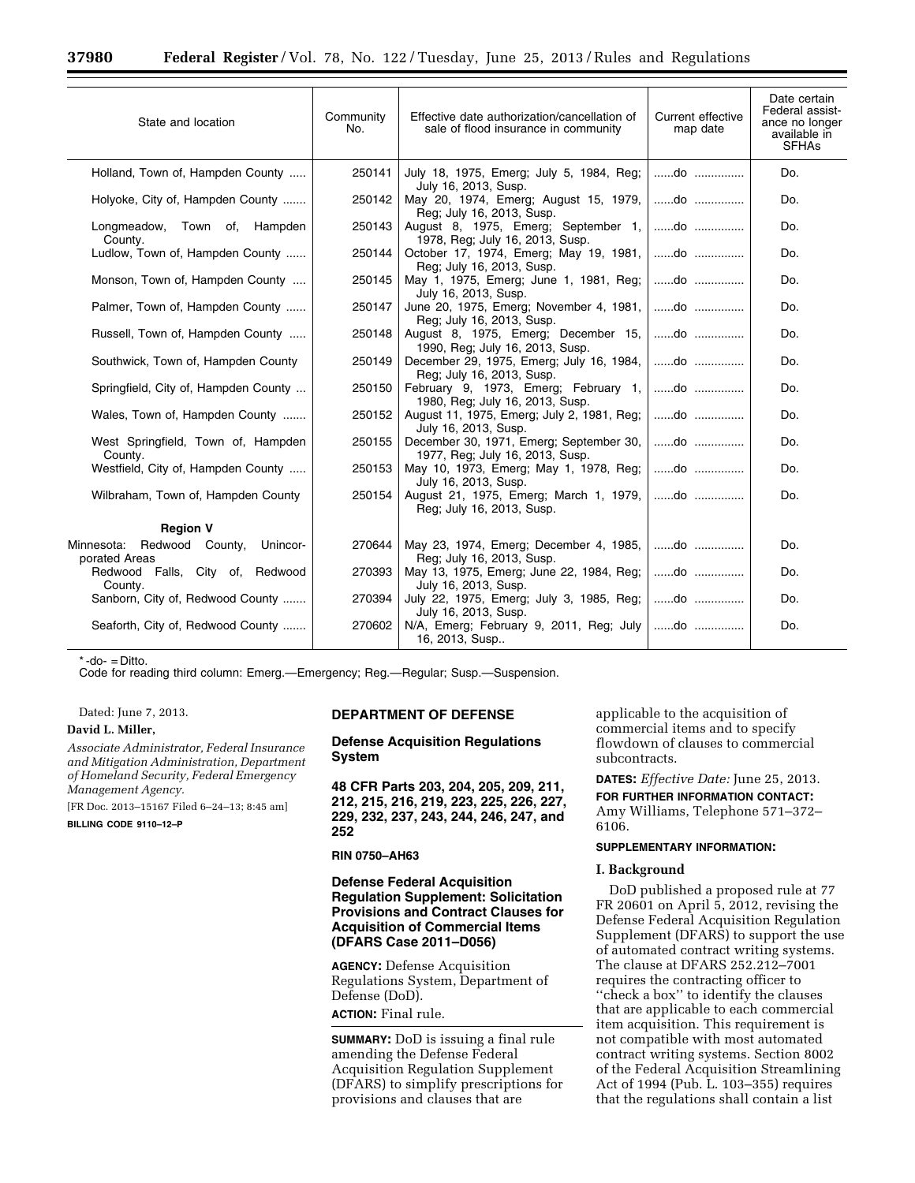| State and location | Community No. | Effective date authorization/cancellation of sale of flood insurance in community | Current effective map date | Date certain Federal assistance no longer available in SFHAs |
|---|---|---|---|---|
| Holland, Town of, Hampden County | 250141 | July 18, 1975, Emerg; July 5, 1984, Reg; July 16, 2013, Susp. | ......do | Do. |
| Holyoke, City of, Hampden County | 250142 | May 20, 1974, Emerg; August 15, 1979, Reg; July 16, 2013, Susp. | ......do | Do. |
| Longmeadow, Town of, Hampden County. | 250143 | August 8, 1975, Emerg; September 1, 1978, Reg; July 16, 2013, Susp. | ......do | Do. |
| Ludlow, Town of, Hampden County | 250144 | October 17, 1974, Emerg; May 19, 1981, Reg; July 16, 2013, Susp. | ......do | Do. |
| Monson, Town of, Hampden County | 250145 | May 1, 1975, Emerg; June 1, 1981, Reg; July 16, 2013, Susp. | ......do | Do. |
| Palmer, Town of, Hampden County | 250147 | June 20, 1975, Emerg; November 4, 1981, Reg; July 16, 2013, Susp. | ......do | Do. |
| Russell, Town of, Hampden County | 250148 | August 8, 1975, Emerg; December 15, 1990, Reg; July 16, 2013, Susp. | ......do | Do. |
| Southwick, Town of, Hampden County | 250149 | December 29, 1975, Emerg; July 16, 1984, Reg; July 16, 2013, Susp. | ......do | Do. |
| Springfield, City of, Hampden County | 250150 | February 9, 1973, Emerg; February 1, 1980, Reg; July 16, 2013, Susp. | ......do | Do. |
| Wales, Town of, Hampden County | 250152 | August 11, 1975, Emerg; July 2, 1981, Reg; July 16, 2013, Susp. | ......do | Do. |
| West Springfield, Town of, Hampden County. | 250155 | December 30, 1971, Emerg; September 30, 1977, Reg; July 16, 2013, Susp. | ......do | Do. |
| Westfield, City of, Hampden County | 250153 | May 10, 1973, Emerg; May 1, 1978, Reg; July 16, 2013, Susp. | ......do | Do. |
| Wilbraham, Town of, Hampden County | 250154 | August 21, 1975, Emerg; March 1, 1979, Reg; July 16, 2013, Susp. | ......do | Do. |
| **Region V** | | | | |
| Minnesota: Redwood County, Unincorporated Areas | 270644 | May 23, 1974, Emerg; December 4, 1985, Reg; July 16, 2013, Susp. | ......do | Do. |
| Redwood Falls, City of, Redwood County. | 270393 | May 13, 1975, Emerg; June 22, 1984, Reg; July 16, 2013, Susp. | ......do | Do. |
| Sanborn, City of, Redwood County | 270394 | July 22, 1975, Emerg; July 3, 1985, Reg; July 16, 2013, Susp. | ......do | Do. |
| Seaforth, City of, Redwood County | 270602 | N/A, Emerg; February 9, 2011, Reg; July 16, 2013, Susp.. | ......do | Do. |

* -do- = Ditto.

Code for reading third column: Emerg.—Emergency; Reg.—Regular; Susp.—Suspension.

Dated: June 7, 2013.

**David L. Miller,**

*Associate Administrator, Federal Insurance and Mitigation Administration, Department of Homeland Security, Federal Emergency Management Agency.*

[FR Doc. 2013–15167 Filed 6–24–13; 8:45 am]

**BILLING CODE 9110–12–P**

## DEPARTMENT OF DEFENSE

### Defense Acquisition Regulations System

### 48 CFR Parts 203, 204, 205, 209, 211, 212, 215, 216, 219, 223, 225, 226, 227, 229, 232, 237, 243, 244, 246, 247, and 252

**RIN 0750–AH63**

### Defense Federal Acquisition Regulation Supplement: Solicitation Provisions and Contract Clauses for Acquisition of Commercial Items (DFARS Case 2011–D056)

**AGENCY:** Defense Acquisition Regulations System, Department of Defense (DoD).

**ACTION:** Final rule.

**SUMMARY:** DoD is issuing a final rule amending the Defense Federal Acquisition Regulation Supplement (DFARS) to simplify prescriptions for provisions and clauses that are applicable to the acquisition of commercial items and to specify flowdown of clauses to commercial subcontracts.

**DATES:** *Effective Date:* June 25, 2013.

**FOR FURTHER INFORMATION CONTACT:** Amy Williams, Telephone 571–372–6106.

**SUPPLEMENTARY INFORMATION:**

**I. Background**

DoD published a proposed rule at 77 FR 20601 on April 5, 2012, revising the Defense Federal Acquisition Regulation Supplement (DFARS) to support the use of automated contract writing systems. The clause at DFARS 252.212–7001 requires the contracting officer to ''check a box'' to identify the clauses that are applicable to each commercial item acquisition. This requirement is not compatible with most automated contract writing systems. Section 8002 of the Federal Acquisition Streamlining Act of 1994 (Pub. L. 103–355) requires that the regulations shall contain a list